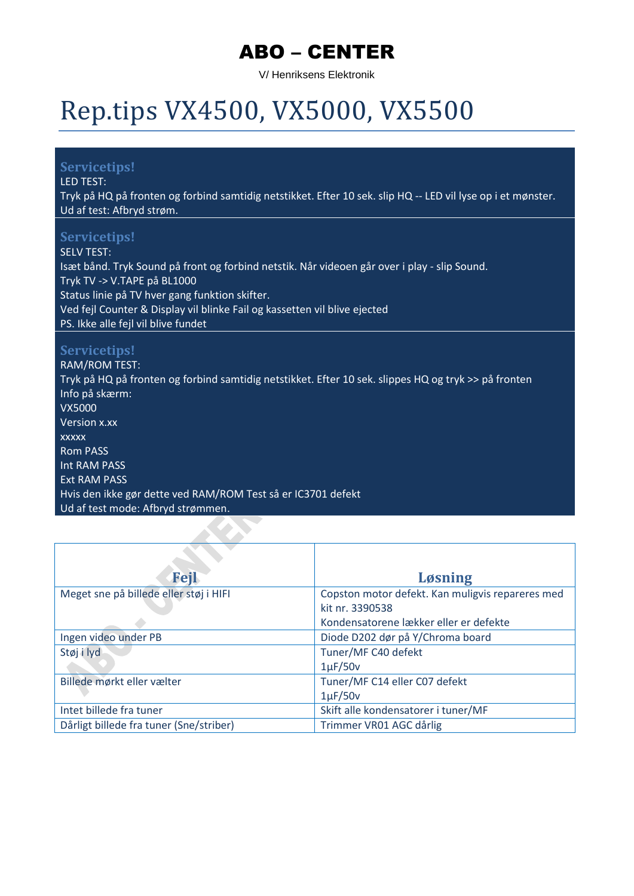# ABO – CENTER

V/ Henriksens Elektronik

# Rep.tips VX4500, VX5000, VX5500

### Servicetips!

LED TEST:
Tryk på HQ på fronten og forbind samtidig netstikket. Efter 10 sek. slip HQ -- LED vil lyse op i et mønster.
Ud af test: Afbryd strøm.

### Servicetips!

SELV TEST:
Isæt bånd. Tryk Sound på front og forbind netstik. Når videoen går over i play - slip Sound.
Tryk TV -> V.TAPE på BL1000
Status linie på TV hver gang funktion skifter.
Ved fejl Counter & Display vil blinke Fail og kassetten vil blive ejected
PS. Ikke alle fejl vil blive fundet

### Servicetips!

RAM/ROM TEST:
Tryk på HQ på fronten og forbind samtidig netstikket. Efter 10 sek. slippes HQ og tryk >> på fronten
Info på skærm:
VX5000
Version x.xx
xxxxx
Rom PASS
Int RAM PASS
Ext RAM PASS
Hvis den ikke gør dette ved RAM/ROM Test så er IC3701 defekt
Ud af test mode: Afbryd strømmen.

| Fejl | Løsning |
|---|---|
| Meget sne på billede eller støj i HIFI | Copston motor defekt. Kan muligvis repareres med kit nr. 3390538<br>Kondensatorene lækker eller er defekte |
| Ingen video under PB | Diode D202 dør på Y/Chroma board |
| Støj i lyd | Tuner/MF C40 defekt<br>1µF/50v |
| Billede mørkt eller vælter | Tuner/MF C14 eller C07 defekt<br>1µF/50v |
| Intet billede fra tuner | Skift alle kondensatorer i tuner/MF |
| Dårligt billede fra tuner (Sne/striber) | Trimmer VR01 AGC dårlig |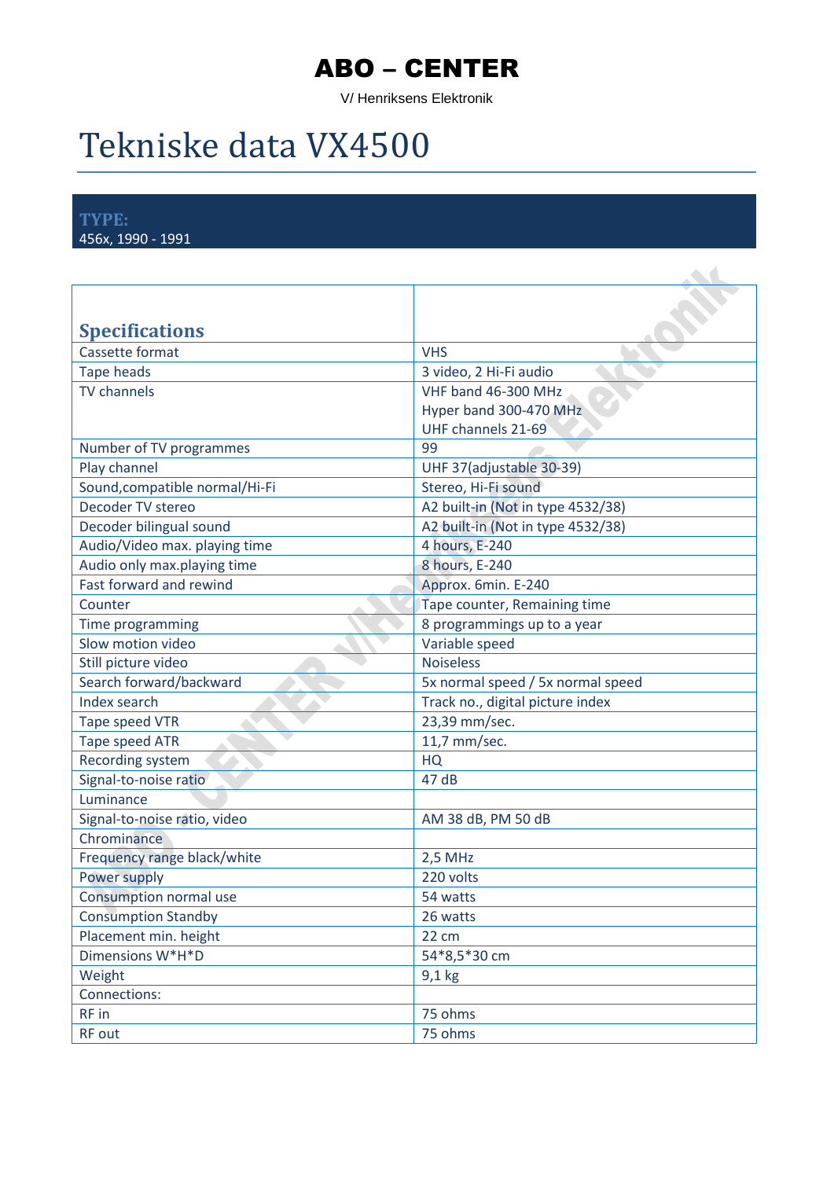# ABO – CENTER

V/ Henriksens Elektronik

# Tekniske data VX4500

**TYPE:**
456x, 1990 - 1991

| Specifications | |
|---|---|
| Cassette format | VHS |
| Tape heads | 3 video, 2 Hi-Fi audio |
| TV channels | VHF band 46-300 MHz<br>Hyper band 300-470 MHz<br>UHF channels 21-69 |
| Number of TV programmes | 99 |
| Play channel | UHF 37(adjustable 30-39) |
| Sound,compatible normal/Hi-Fi | Stereo, Hi-Fi sound |
| Decoder TV stereo | A2 built-in (Not in type 4532/38) |
| Decoder bilingual sound | A2 built-in (Not in type 4532/38) |
| Audio/Video max. playing time | 4 hours, E-240 |
| Audio only max.playing time | 8 hours, E-240 |
| Fast forward and rewind | Approx. 6min. E-240 |
| Counter | Tape counter, Remaining time |
| Time programming | 8 programmings up to a year |
| Slow motion video | Variable speed |
| Still picture video | Noiseless |
| Search forward/backward | 5x normal speed / 5x normal speed |
| Index search | Track no., digital picture index |
| Tape speed VTR | 23,39 mm/sec. |
| Tape speed ATR | 11,7 mm/sec. |
| Recording system | HQ |
| Signal-to-noise ratio | 47 dB |
| Luminance | |
| Signal-to-noise ratio, video | AM 38 dB, PM 50 dB |
| Chrominance | |
| Frequency range black/white | 2,5 MHz |
| Power supply | 220 volts |
| Consumption normal use | 54 watts |
| Consumption Standby | 26 watts |
| Placement min. height | 22 cm |
| Dimensions W*H*D | 54*8,5*30 cm |
| Weight | 9,1 kg |
| Connections: | |
| RF in | 75 ohms |
| RF out | 75 ohms |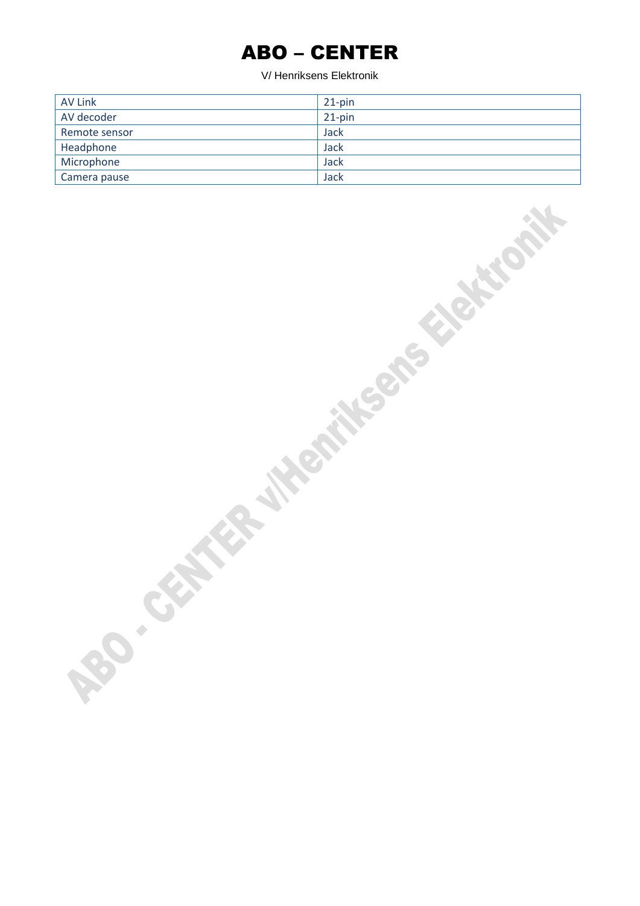| AV Link | 21-pin |
| --- | --- |
| AV decoder | 21-pin |
| Remote sensor | Jack |
| Headphone | Jack |
| Microphone | Jack |
| Camera pause | Jack |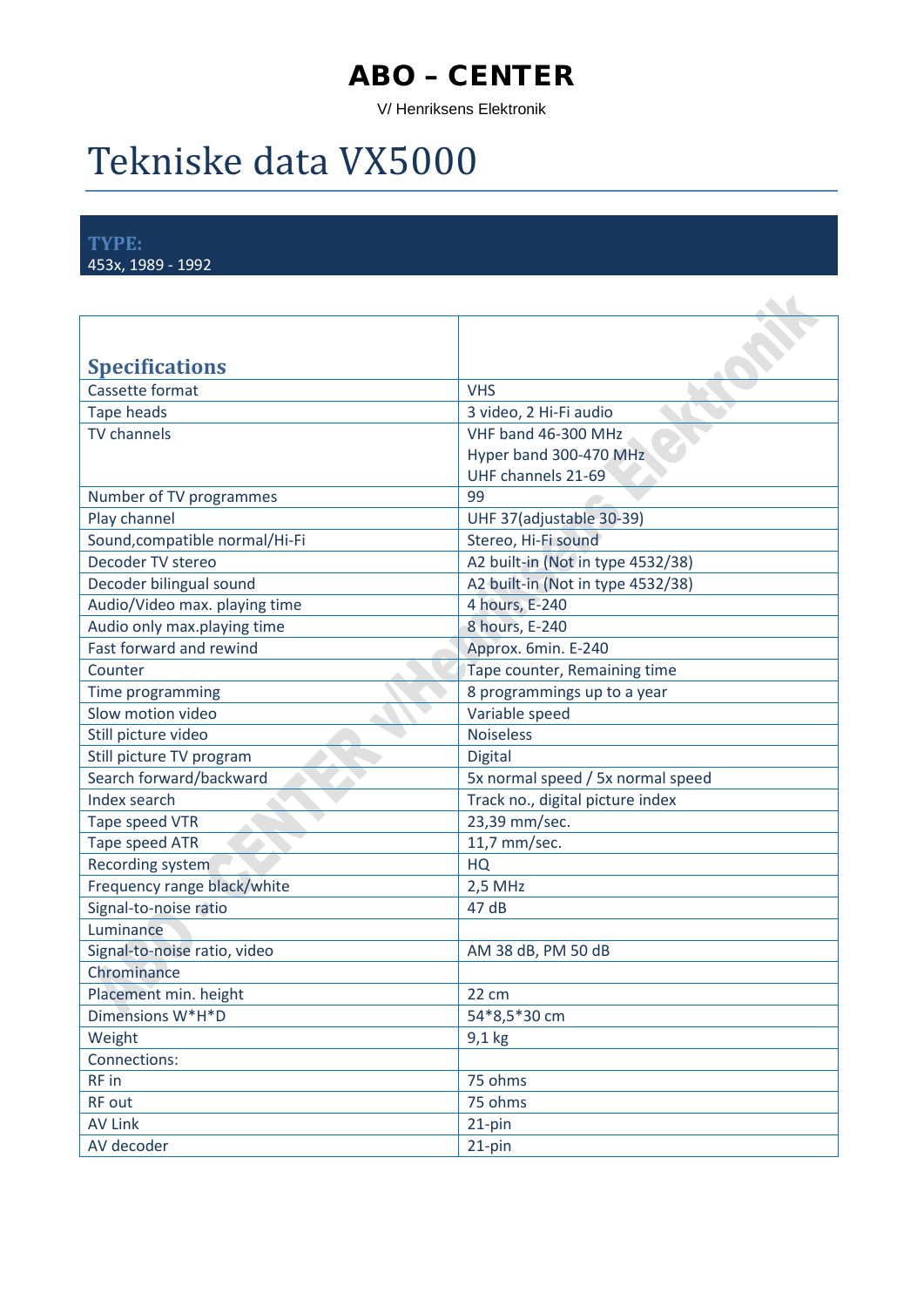# ABO – CENTER

V/ Henriksens Elektronik

# Tekniske data VX5000

**TYPE:**
453x, 1989 - 1992

| **Specifications** | |
|---|---|
| Cassette format | VHS |
| Tape heads | 3 video, 2 Hi-Fi audio |
| TV channels | VHF band 46-300 MHz<br>Hyper band 300-470 MHz<br>UHF channels 21-69 |
| Number of TV programmes | 99 |
| Play channel | UHF 37(adjustable 30-39) |
| Sound,compatible normal/Hi-Fi | Stereo, Hi-Fi sound |
| Decoder TV stereo | A2 built-in (Not in type 4532/38) |
| Decoder bilingual sound | A2 built-in (Not in type 4532/38) |
| Audio/Video max. playing time | 4 hours, E-240 |
| Audio only max.playing time | 8 hours, E-240 |
| Fast forward and rewind | Approx. 6min. E-240 |
| Counter | Tape counter, Remaining time |
| Time programming | 8 programmings up to a year |
| Slow motion video | Variable speed |
| Still picture video | Noiseless |
| Still picture TV program | Digital |
| Search forward/backward | 5x normal speed / 5x normal speed |
| Index search | Track no., digital picture index |
| Tape speed VTR | 23,39 mm/sec. |
| Tape speed ATR | 11,7 mm/sec. |
| Recording system | HQ |
| Frequency range black/white | 2,5 MHz |
| Signal-to-noise ratio | 47 dB |
| Luminance | |
| Signal-to-noise ratio, video | AM 38 dB, PM 50 dB |
| Chrominance | |
| Placement min. height | 22 cm |
| Dimensions W*H*D | 54*8,5*30 cm |
| Weight | 9,1 kg |
| Connections: | |
| RF in | 75 ohms |
| RF out | 75 ohms |
| AV Link | 21-pin |
| AV decoder | 21-pin |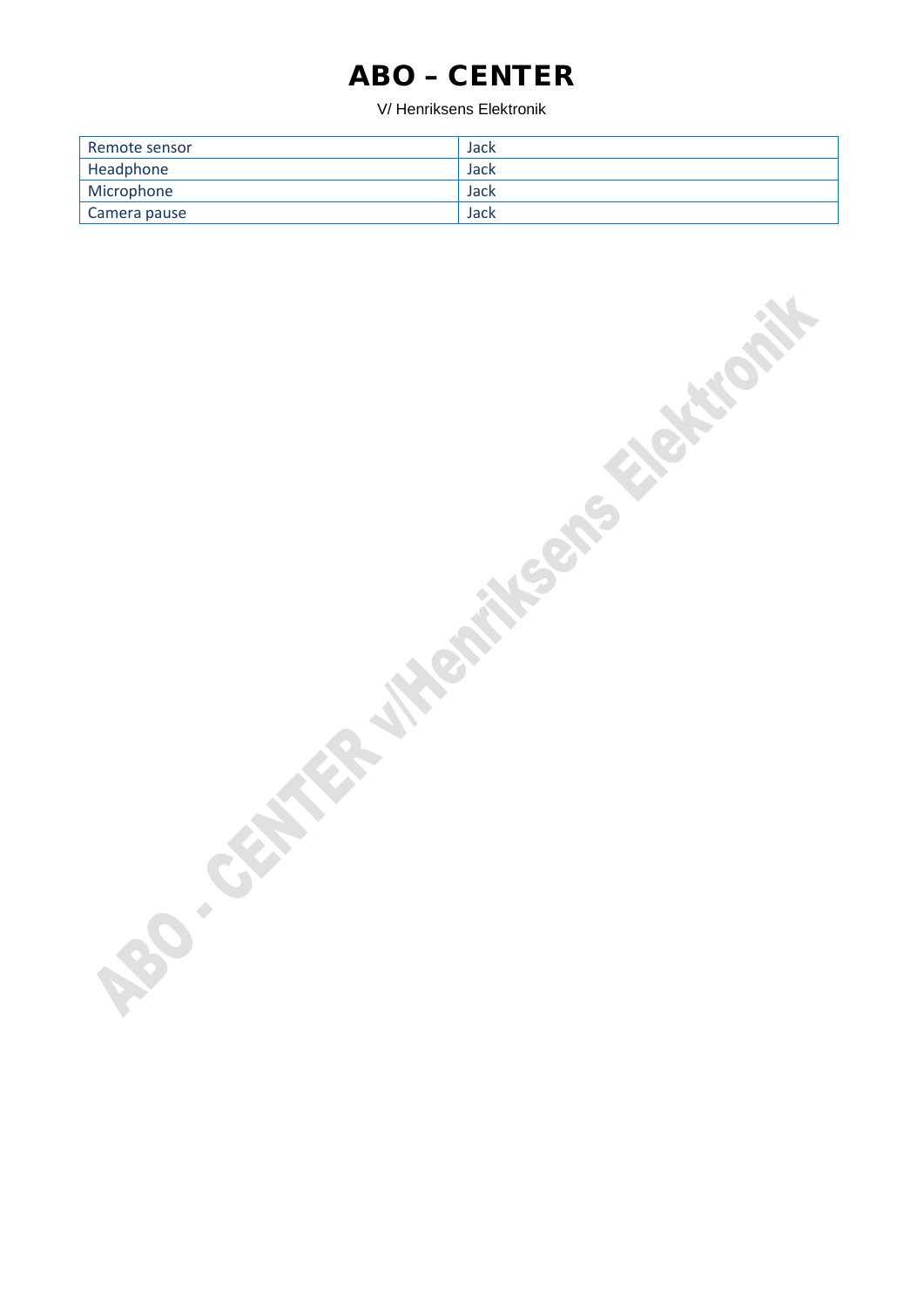# ABO – CENTER

V/ Henriksens Elektronik

| Remote sensor | Jack |
|---|---|
| Headphone | Jack |
| Microphone | Jack |
| Camera pause | Jack |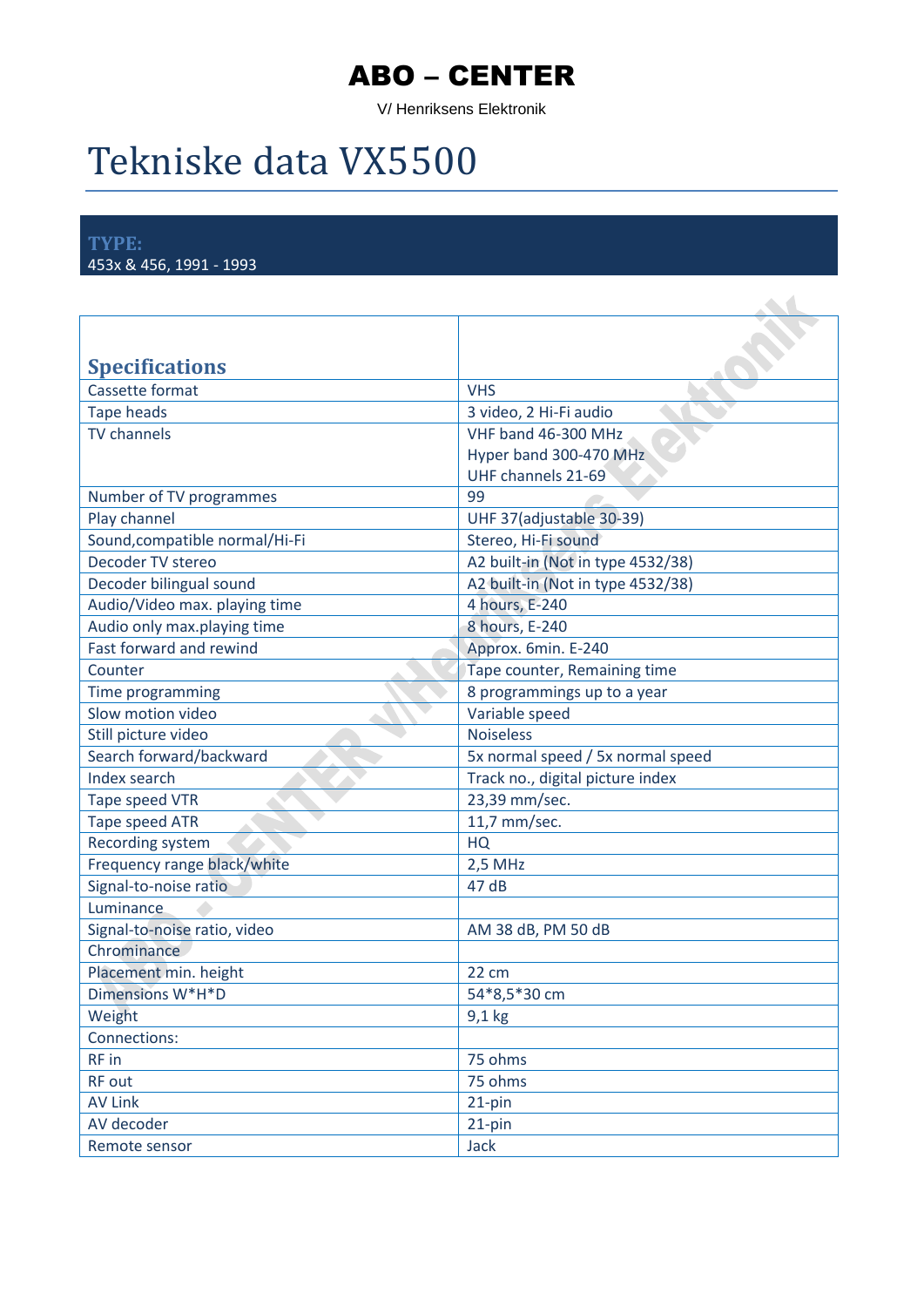# ABO – CENTER

V/ Henriksens Elektronik

# Tekniske data VX5500

**TYPE:**
453x & 456, 1991 - 1993

| **Specifications** | |
|---|---|
| Cassette format | VHS |
| Tape heads | 3 video, 2 Hi-Fi audio |
| TV channels | VHF band 46-300 MHz<br>Hyper band 300-470 MHz<br>UHF channels 21-69 |
| Number of TV programmes | 99 |
| Play channel | UHF 37(adjustable 30-39) |
| Sound,compatible normal/Hi-Fi | Stereo, Hi-Fi sound |
| Decoder TV stereo | A2 built-in (Not in type 4532/38) |
| Decoder bilingual sound | A2 built-in (Not in type 4532/38) |
| Audio/Video max. playing time | 4 hours, E-240 |
| Audio only max.playing time | 8 hours, E-240 |
| Fast forward and rewind | Approx. 6min. E-240 |
| Counter | Tape counter, Remaining time |
| Time programming | 8 programmings up to a year |
| Slow motion video | Variable speed |
| Still picture video | Noiseless |
| Search forward/backward | 5x normal speed / 5x normal speed |
| Index search | Track no., digital picture index |
| Tape speed VTR | 23,39 mm/sec. |
| Tape speed ATR | 11,7 mm/sec. |
| Recording system | HQ |
| Frequency range black/white | 2,5 MHz |
| Signal-to-noise ratio | 47 dB |
| Luminance | |
| Signal-to-noise ratio, video | AM 38 dB, PM 50 dB |
| Chrominance | |
| Placement min. height | 22 cm |
| Dimensions W*H*D | 54*8,5*30 cm |
| Weight | 9,1 kg |
| Connections: | |
| RF in | 75 ohms |
| RF out | 75 ohms |
| AV Link | 21-pin |
| AV decoder | 21-pin |
| Remote sensor | Jack |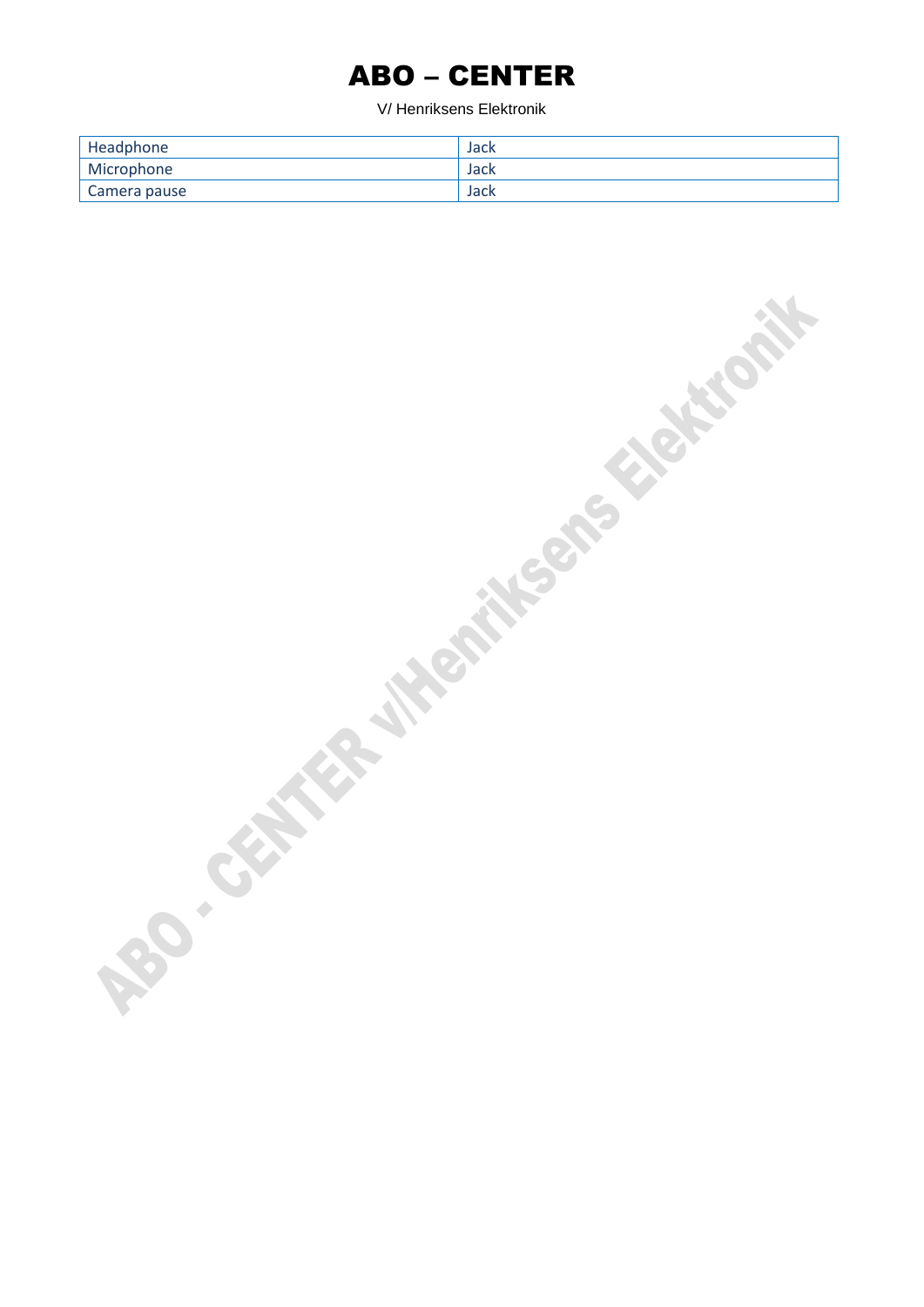| Headphone | Jack |
| --- | --- |
| Microphone | Jack |
| Camera pause | Jack |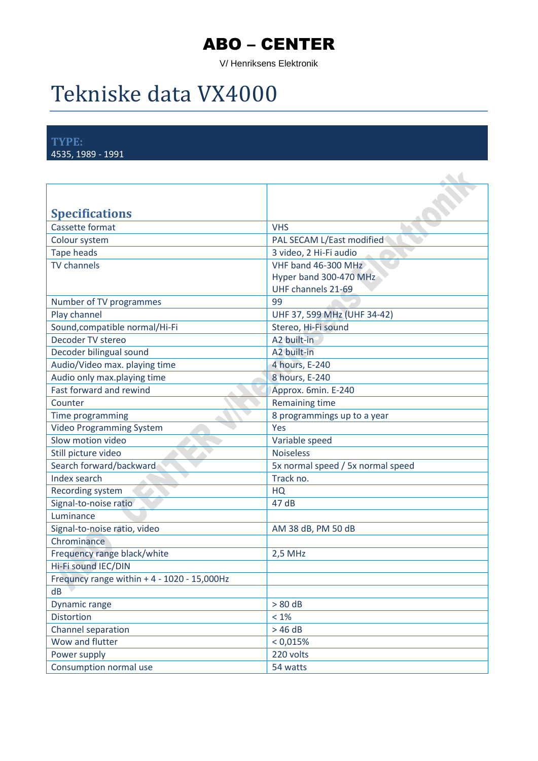# ABO – CENTER

V/ Henriksens Elektronik

# Tekniske data VX4000

**TYPE:**
4535, 1989 - 1991

| Specifications | |
|---|---|
| Cassette format | VHS |
| Colour system | PAL SECAM L/East modified |
| Tape heads | 3 video, 2 Hi-Fi audio |
| TV channels | VHF band 46-300 MHz<br>Hyper band 300-470 MHz<br>UHF channels 21-69 |
| Number of TV programmes | 99 |
| Play channel | UHF 37, 599 MHz (UHF 34-42) |
| Sound,compatible normal/Hi-Fi | Stereo, Hi-Fi sound |
| Decoder TV stereo | A2 built-in |
| Decoder bilingual sound | A2 built-in |
| Audio/Video max. playing time | 4 hours, E-240 |
| Audio only max.playing time | 8 hours, E-240 |
| Fast forward and rewind | Approx. 6min. E-240 |
| Counter | Remaining time |
| Time programming | 8 programmings up to a year |
| Video Programming System | Yes |
| Slow motion video | Variable speed |
| Still picture video | Noiseless |
| Search forward/backward | 5x normal speed / 5x normal speed |
| Index search | Track no. |
| Recording system | HQ |
| Signal-to-noise ratio | 47 dB |
| Luminance | |
| Signal-to-noise ratio, video | AM 38 dB, PM 50 dB |
| Chrominance | |
| Frequency range black/white | 2,5 MHz |
| Hi-Fi sound IEC/DIN | |
| Frequncy range within + 4 - 1020 - 15,000Hz | |
| dB | |
| Dynamic range | > 80 dB |
| Distortion | < 1% |
| Channel separation | > 46 dB |
| Wow and flutter | < 0,015% |
| Power supply | 220 volts |
| Consumption normal use | 54 watts |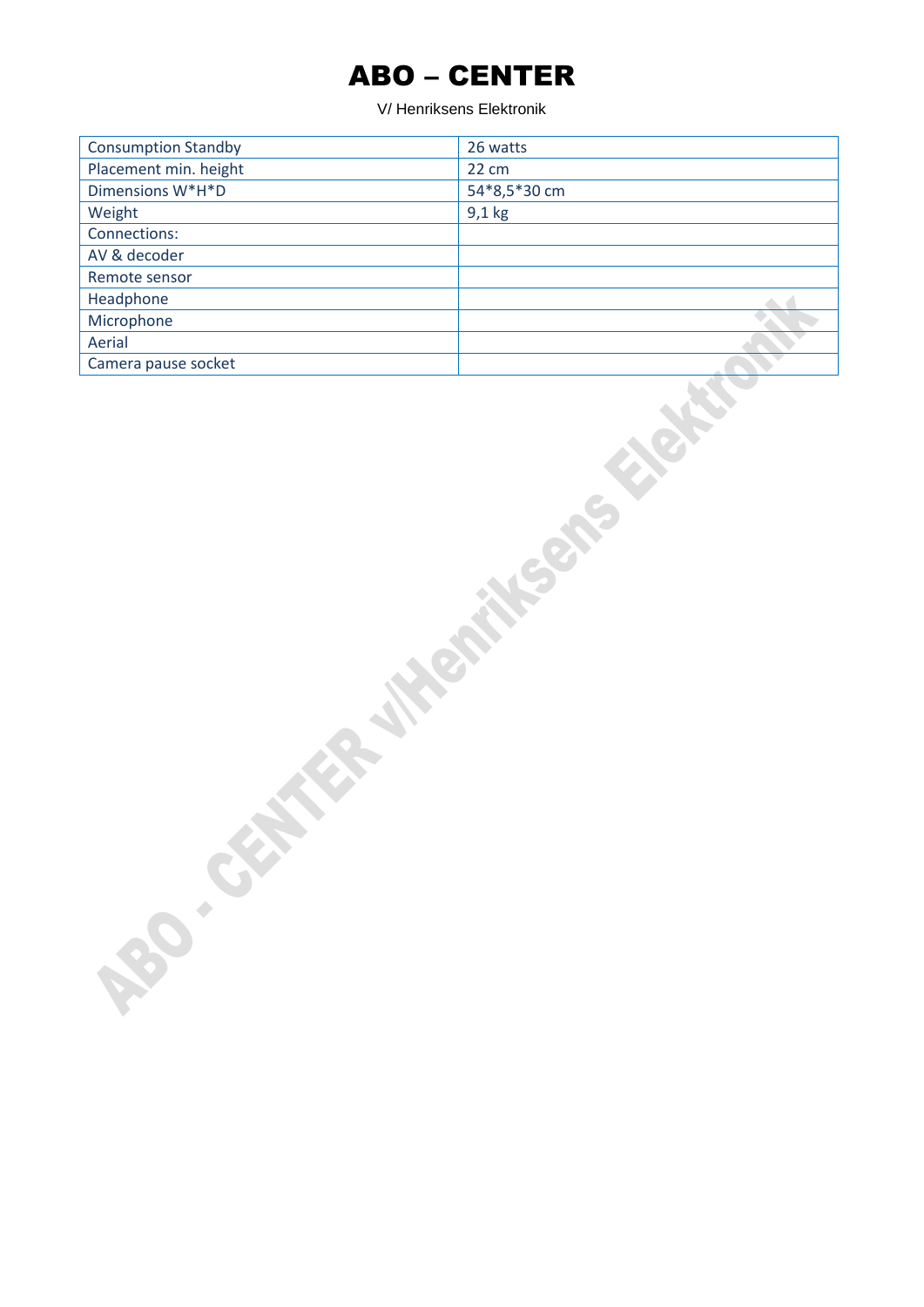# ABO – CENTER

V/ Henriksens Elektronik

| | |
|---|---|
| Consumption Standby | 26 watts |
| Placement min. height | 22 cm |
| Dimensions W*H*D | 54*8,5*30 cm |
| Weight | 9,1 kg |
| Connections: | |
| AV & decoder | |
| Remote sensor | |
| Headphone | |
| Microphone | |
| Aerial | |
| Camera pause socket | |